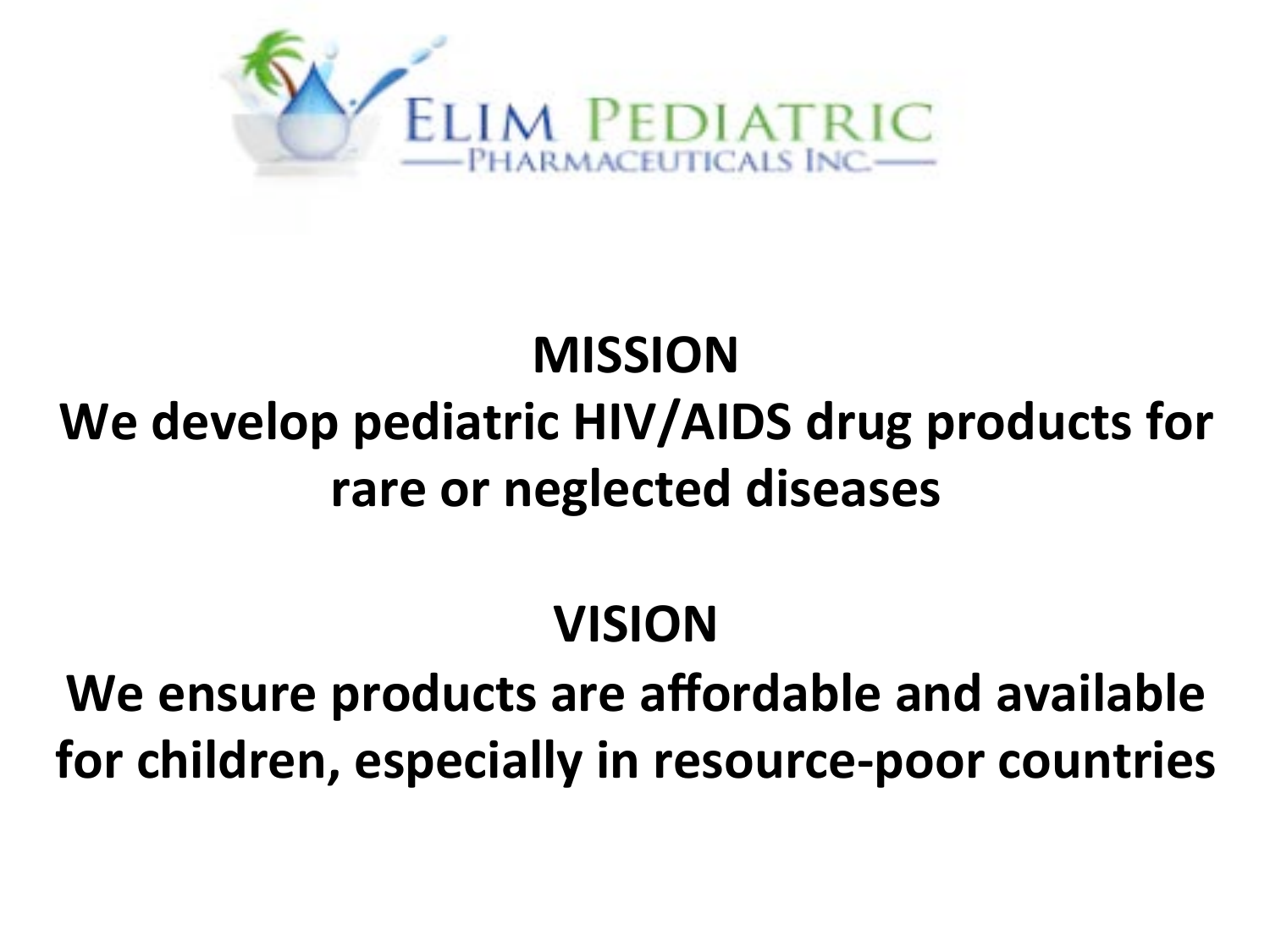ELIM PEDIATRIC
PHARMACEUTICALS INC.

## MISSION

**We develop pediatric HIV/AIDS drug products for rare or neglected diseases**

## VISION

**We ensure products are affordable and available for children, especially in resource-poor countries**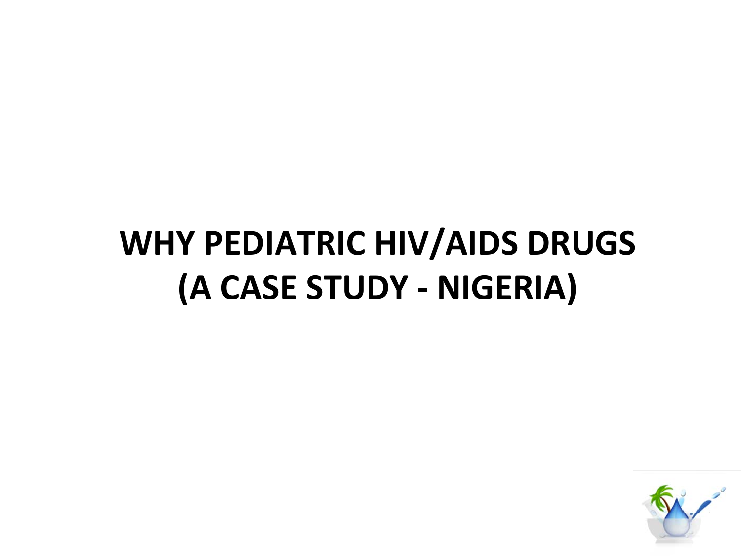# WHY PEDIATRIC HIV/AIDS DRUGS (A CASE STUDY - NIGERIA)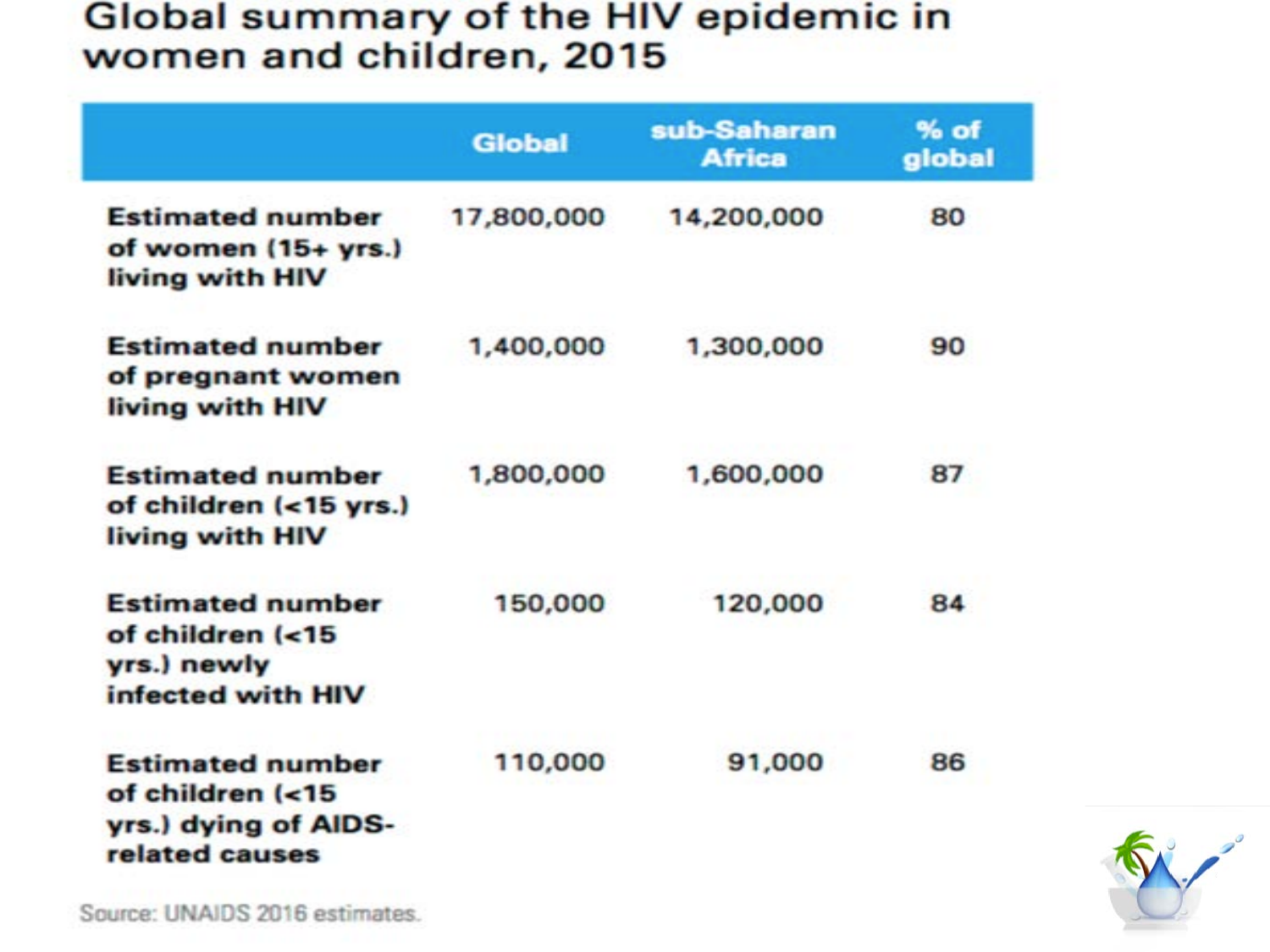# Global summary of the HIV epidemic in women and children, 2015

| | Global | sub-Saharan Africa | % of global |
|---|---|---|---|
| Estimated number of women (15+ yrs.) living with HIV | 17,800,000 | 14,200,000 | 80 |
| Estimated number of pregnant women living with HIV | 1,400,000 | 1,300,000 | 90 |
| Estimated number of children (<15 yrs.) living with HIV | 1,800,000 | 1,600,000 | 87 |
| Estimated number of children (<15 yrs.) newly infected with HIV | 150,000 | 120,000 | 84 |
| Estimated number of children (<15 yrs.) dying of AIDS-related causes | 110,000 | 91,000 | 86 |

Source: UNAIDS 2016 estimates.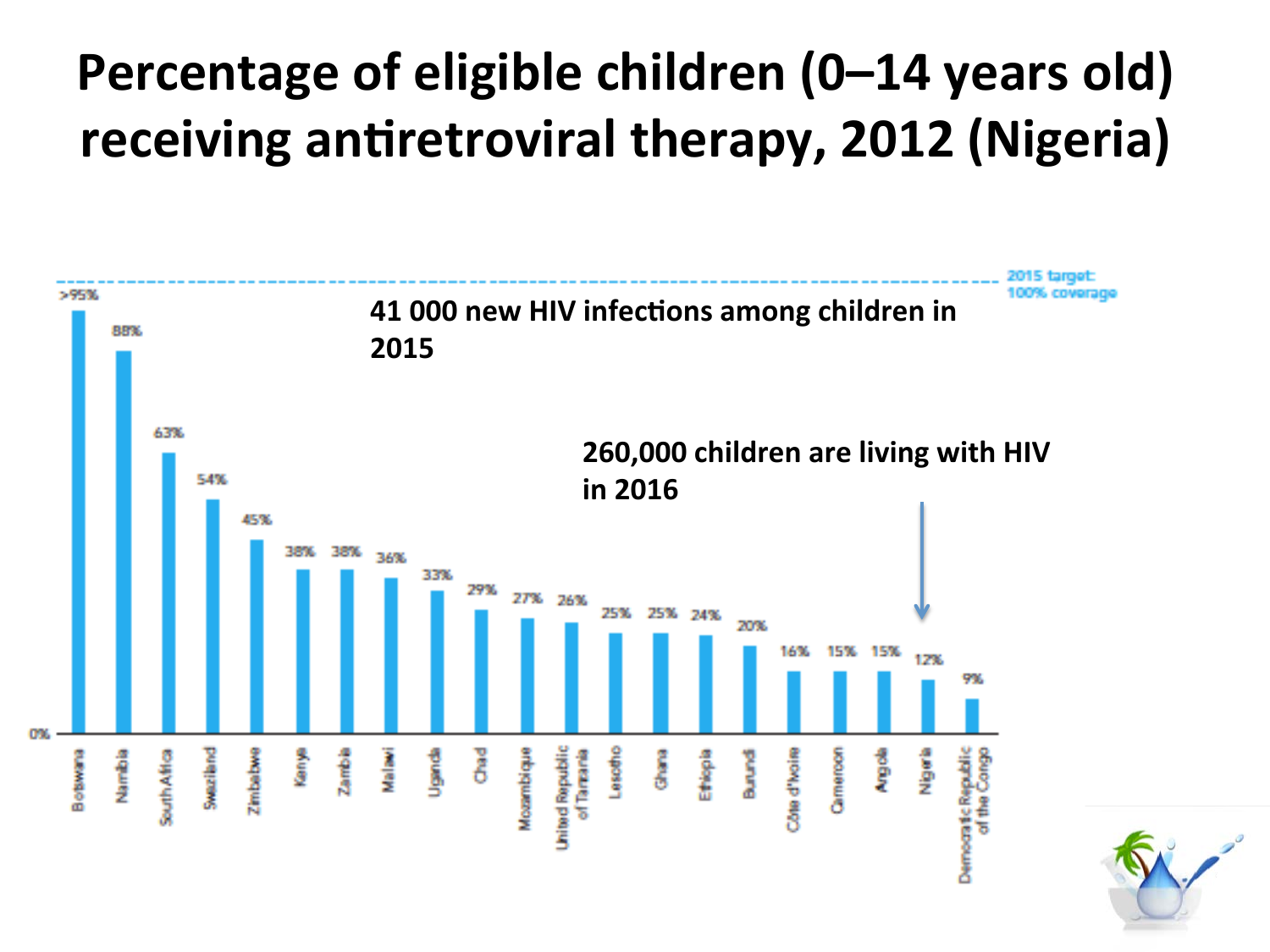# Percentage of eligible children (0–14 years old) receiving antiretroviral therapy, 2012 (Nigeria)

41 000 new HIV infections among children in 2015

260,000 children are living with HIV in 2016

2015 target: 100% coverage

>95%
88%
63%
54%
45%
38%
38%
36%
33%
29%
27%
26%
25%
25%
24%
20%
16%
15%
15%
12%
9%

0%

Botswana
Namibia
South Africa
Swaziland
Zimbabwe
Kenya
Zambia
Malawi
Uganda
Chad
Mozambique
United Republic of Tanzania
Lesotho
Ghana
Ethiopia
Burundi
Côte d'Ivoire
Cameroon
Angola
Nigeria
Democratic Republic of the Congo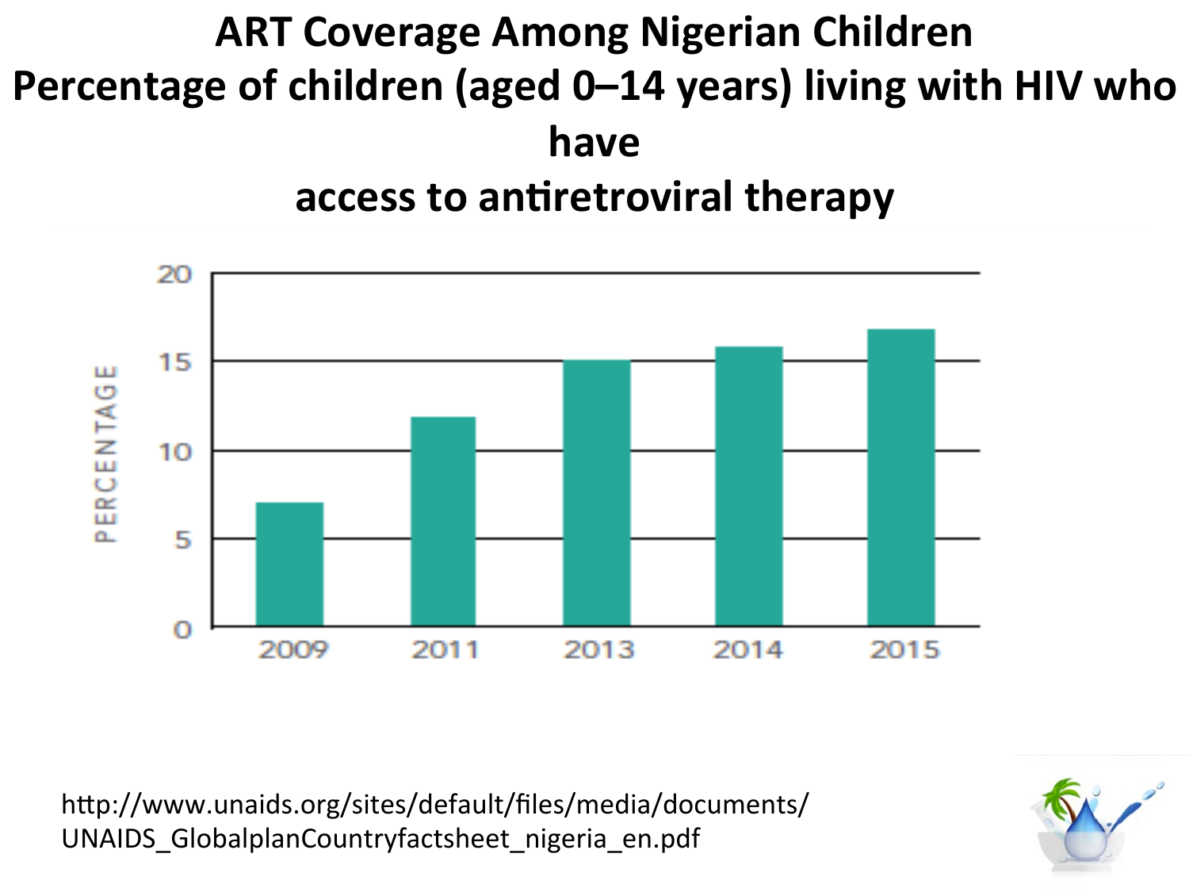# ART Coverage Among Nigerian Children

## Percentage of children (aged 0–14 years) living with HIV who have access to antiretroviral therapy

PERCENTAGE

20
15
10
5
0

2009
2011
2013
2014
2015

http://www.unaids.org/sites/default/files/media/documents/UNAIDS_GlobalplanCountryfactsheet_nigeria_en.pdf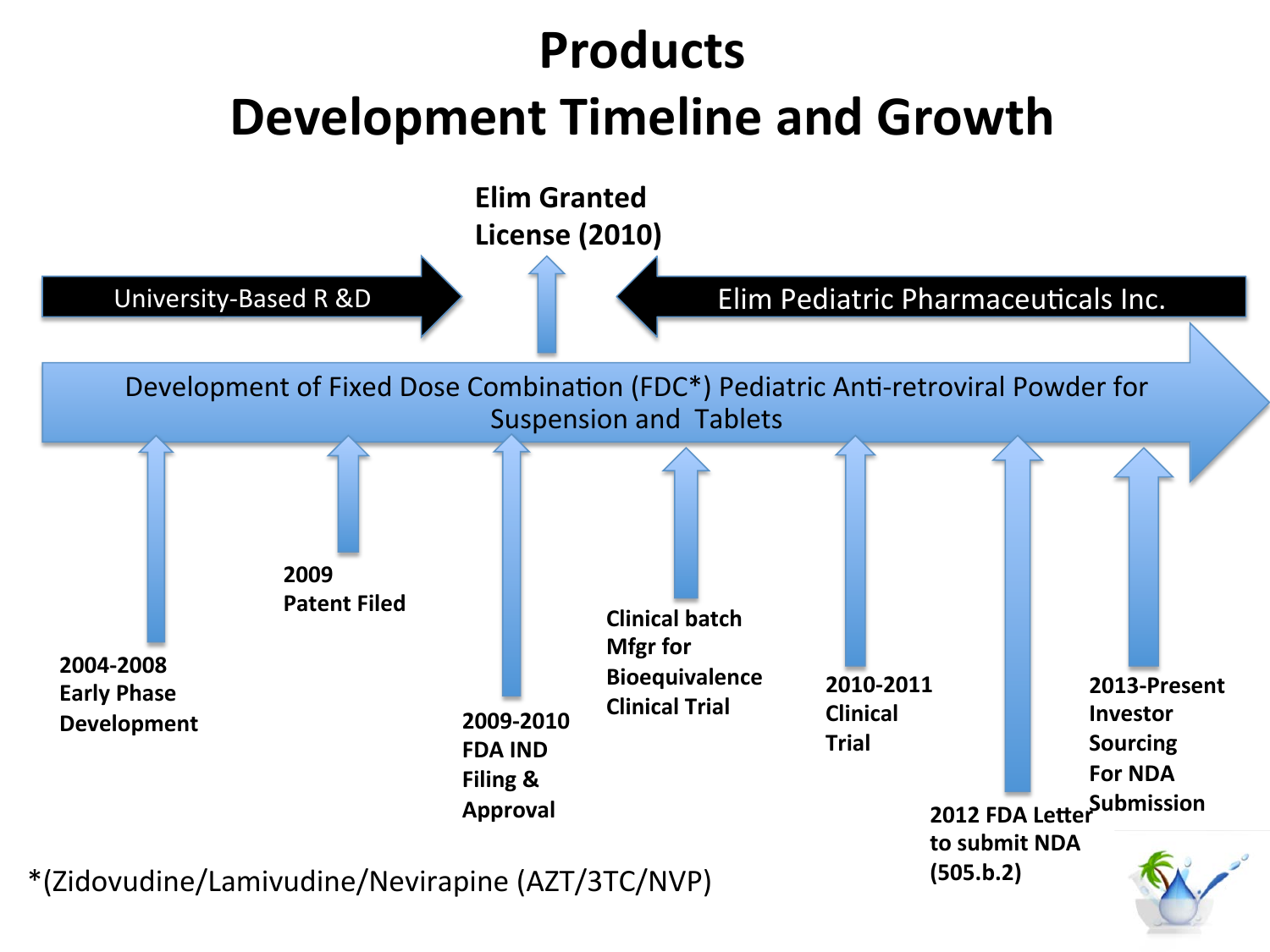# Products
# Development Timeline and Growth

Elim Granted License (2010)

University-Based R &D

Elim Pediatric Pharmaceuticals Inc.

Development of Fixed Dose Combination (FDC*) Pediatric Anti-retroviral Powder for Suspension and Tablets

**2004-2008 Early Phase Development**

**2009 Patent Filed**

**2009-2010 FDA IND Filing & Approval**

**Clinical batch Mfgr for Bioequivalence Clinical Trial**

**2010-2011 Clinical Trial**

**2012 FDA Letter to submit NDA (505.b.2)**

**2013-Present Investor Sourcing For NDA Submission**

*(Zidovudine/Lamivudine/Nevirapine (AZT/3TC/NVP)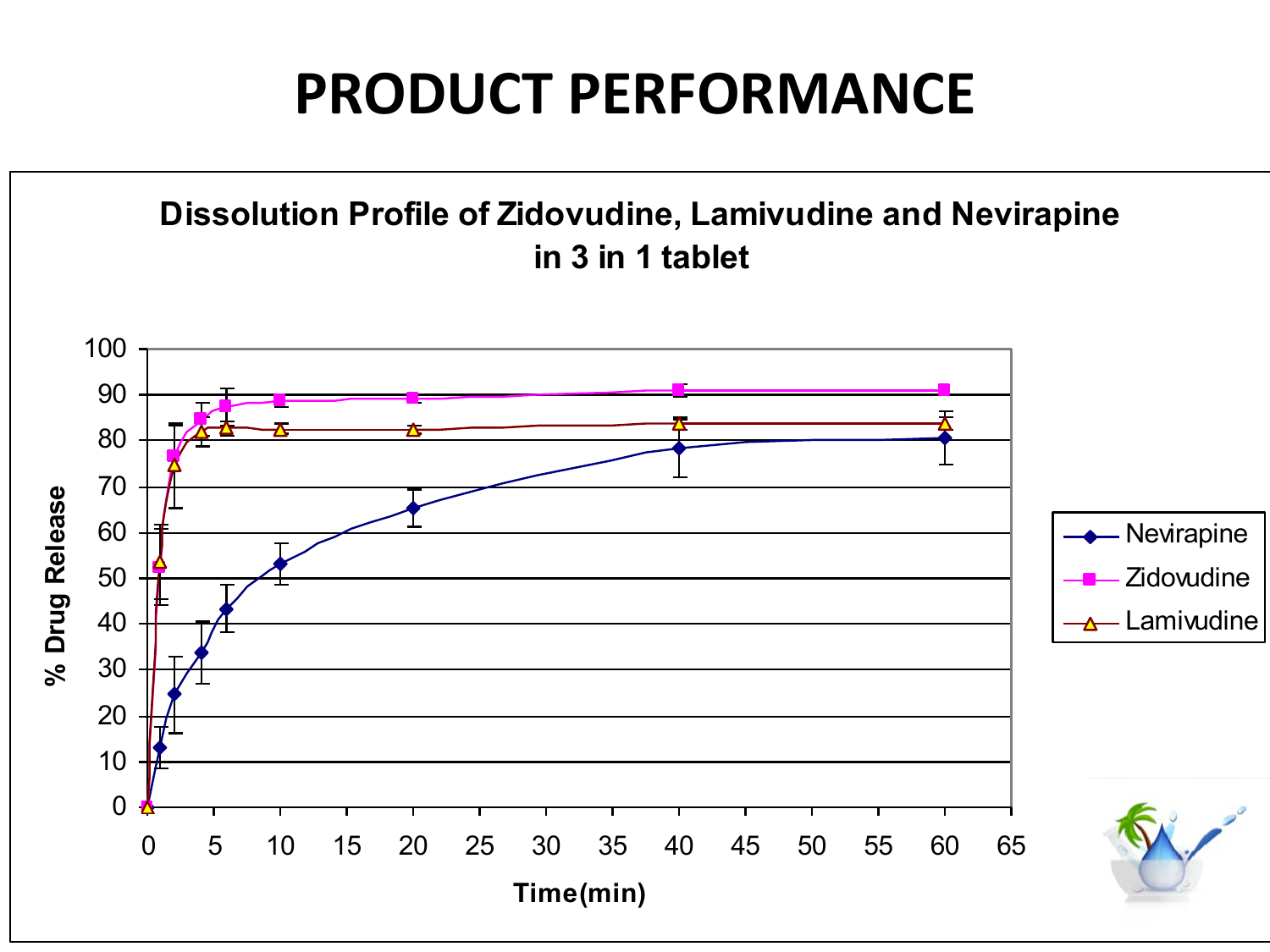# PRODUCT PERFORMANCE

Dissolution Profile of Zidovudine, Lamivudine and Nevirapine in 3 in 1 tablet

% Drug Release

100
90
80
70
60
50
40
30
20
10
0

0 5 10 15 20 25 30 35 40 45 50 55 60 65

Time(min)

Nevirapine
Zidovudine
Lamivudine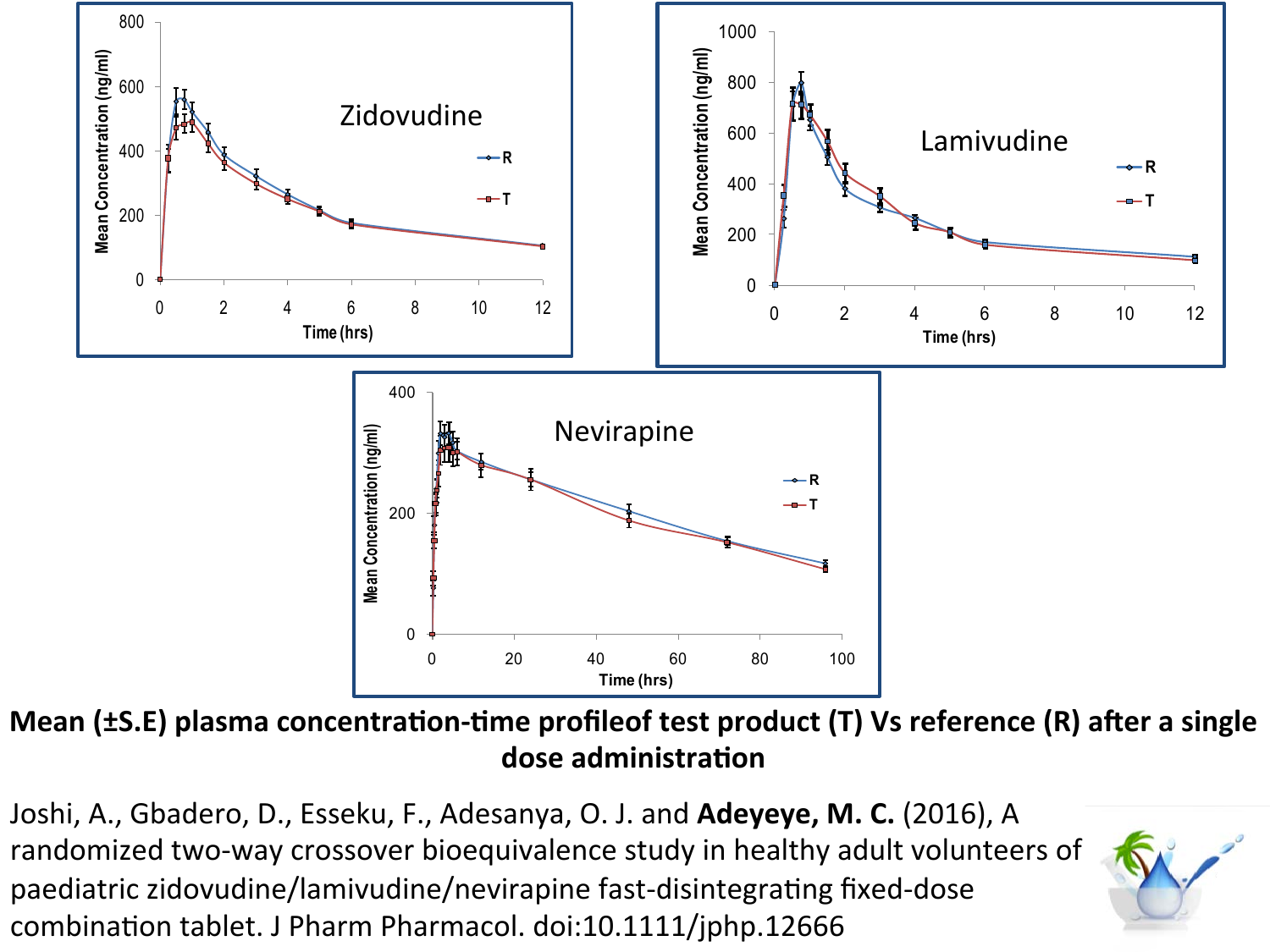Zidovudine

Mean Concentration (ng/ml)

800
600
400
200
0

0 2 4 6 8 10 12

Time (hrs)

R
T

Lamivudine

Mean Concentration (ng/ml)

1000
800
600
400
200
0

0 2 4 6 8 10 12

Time (hrs)

R
T

Nevirapine

Mean Concentration (ng/ml)

400
200
0

0 20 40 60 80 100

Time (hrs)

R
T

**Mean (±S.E) plasma concentration-time profileof test product (T) Vs reference (R) after a single dose administration**

Joshi, A., Gbadero, D., Esseku, F., Adesanya, O. J. and **Adeyeye, M. C.** (2016), A randomized two-way crossover bioequivalence study in healthy adult volunteers of paediatric zidovudine/lamivudine/nevirapine fast-disintegrating fixed-dose combination tablet. J Pharm Pharmacol. doi:10.1111/jphp.12666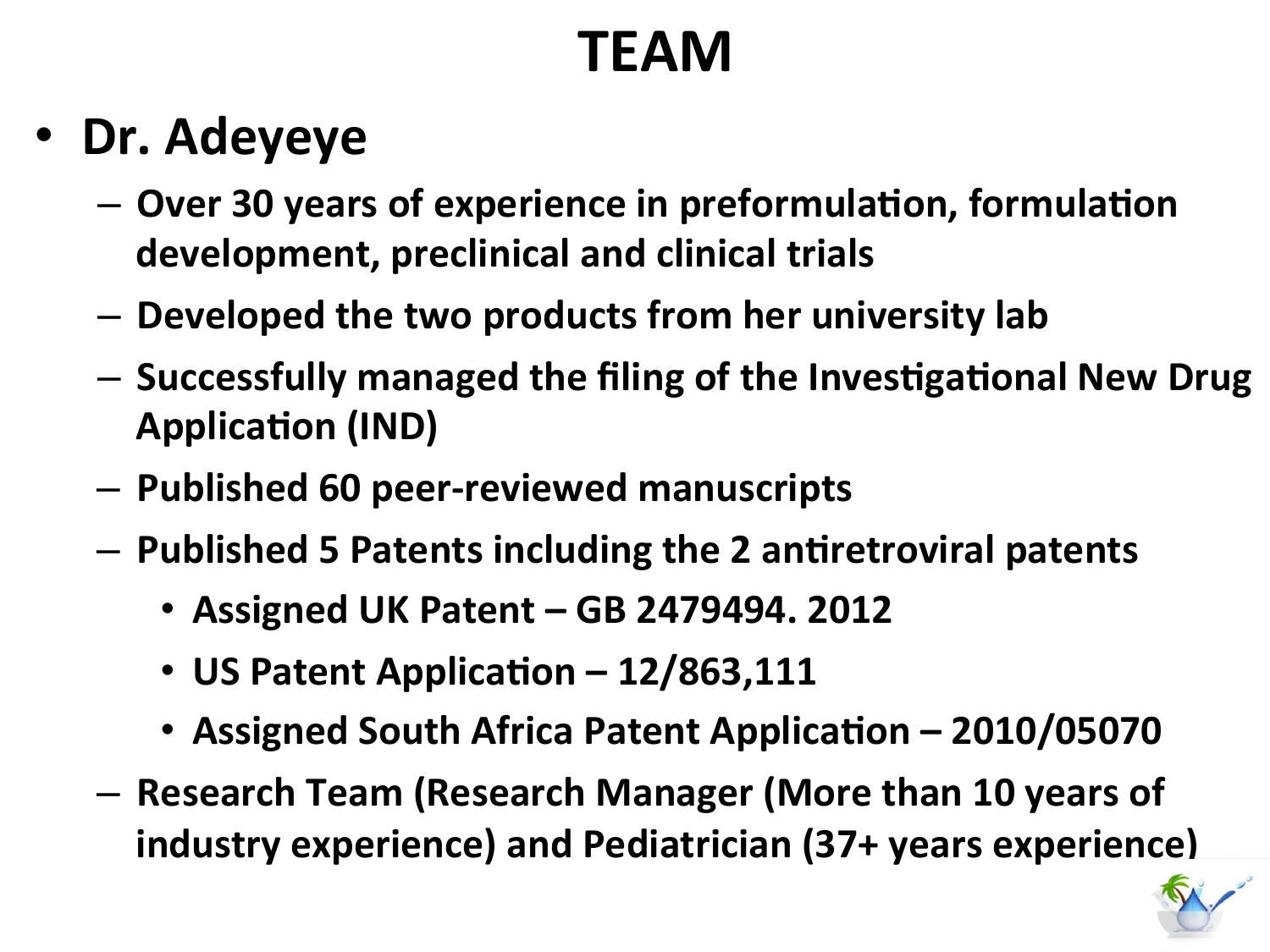# TEAM

- **Dr. Adeyeye**
  - **Over 30 years of experience in preformulation, formulation development, preclinical and clinical trials**
  - **Developed the two products from her university lab**
  - **Successfully managed the filing of the Investigational New Drug Application (IND)**
  - **Published 60 peer-reviewed manuscripts**
  - **Published 5 Patents including the 2 antiretroviral patents**
    - **Assigned UK Patent – GB 2479494. 2012**
    - **US Patent Application – 12/863,111**
    - **Assigned South Africa Patent Application – 2010/05070**
  - **Research Team (Research Manager (More than 10 years of industry experience) and Pediatrician (37+ years experience)**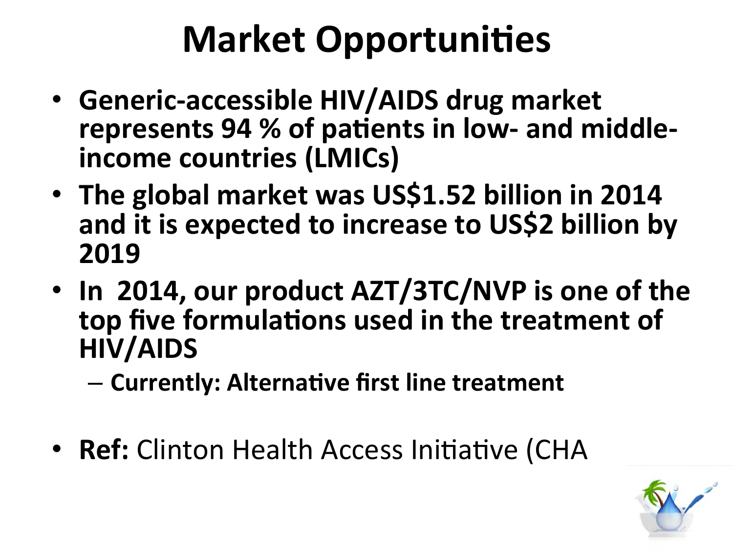# Market Opportunities

- **Generic-accessible HIV/AIDS drug market represents 94 % of patients in low- and middle-income countries (LMICs)**
- **The global market was US$1.52 billion in 2014 and it is expected to increase to US$2 billion by 2019**
- **In 2014, our product AZT/3TC/NVP is one of the top five formulations used in the treatment of HIV/AIDS**
  - **Currently: Alternative first line treatment**

- **Ref:** Clinton Health Access Initiative (CHA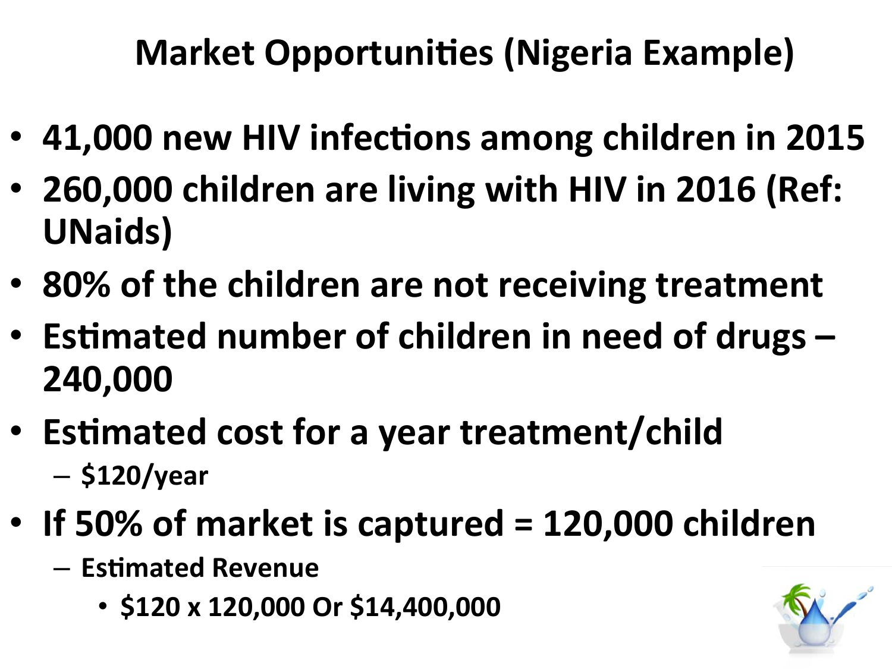# Market Opportunities (Nigeria Example)

- 41,000 new HIV infections among children in 2015
- 260,000 children are living with HIV in 2016 (Ref: UNaids)
- 80% of the children are not receiving treatment
- Estimated number of children in need of drugs – 240,000
- Estimated cost for a year treatment/child
  - $120/year
- If 50% of market is captured = 120,000 children
  - Estimated Revenue
    - $120 x 120,000 Or $14,400,000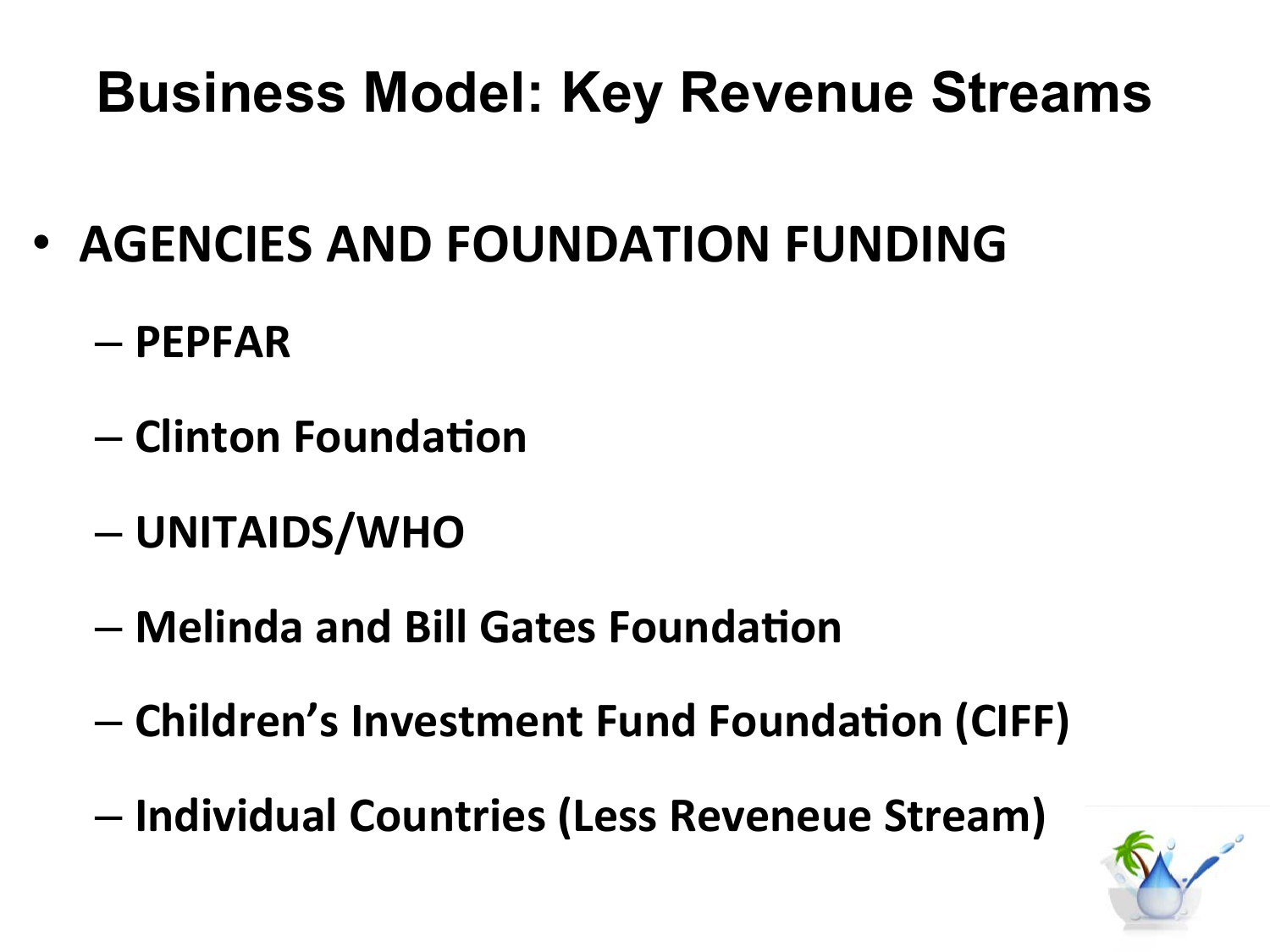# Business Model: Key Revenue Streams

- **AGENCIES AND FOUNDATION FUNDING**
  - **PEPFAR**
  - **Clinton Foundation**
  - **UNITAIDS/WHO**
  - **Melinda and Bill Gates Foundation**
  - **Children's Investment Fund Foundation (CIFF)**
  - **Individual Countries (Less Reveneue Stream)**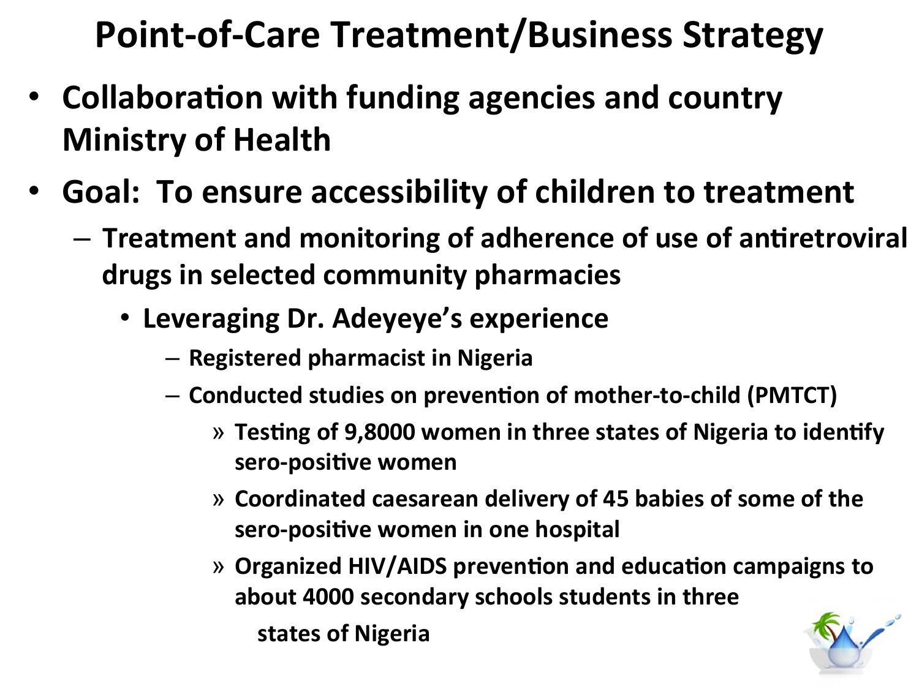# Point-of-Care Treatment/Business Strategy

- Collaboration with funding agencies and country Ministry of Health
- Goal: To ensure accessibility of children to treatment
  - Treatment and monitoring of adherence of use of antiretroviral drugs in selected community pharmacies
    - Leveraging Dr. Adeyeye's experience
      - Registered pharmacist in Nigeria
      - Conducted studies on prevention of mother-to-child (PMTCT)
        - » Testing of 9,8000 women in three states of Nigeria to identify sero-positive women
        - » Coordinated caesarean delivery of 45 babies of some of the sero-positive women in one hospital
        - » Organized HIV/AIDS prevention and education campaigns to about 4000 secondary schools students in three states of Nigeria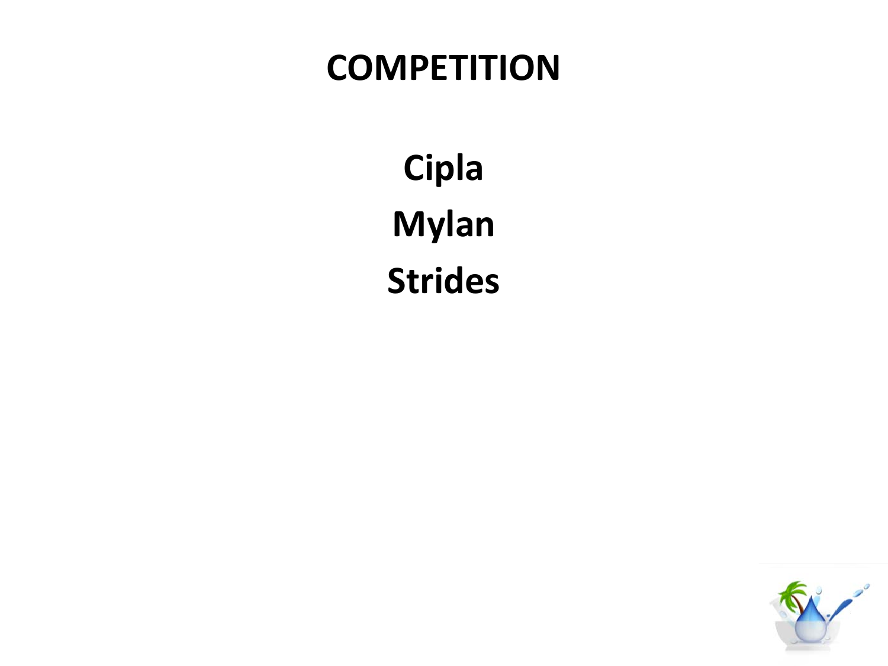# COMPETITION

**Cipla**

**Mylan**

**Strides**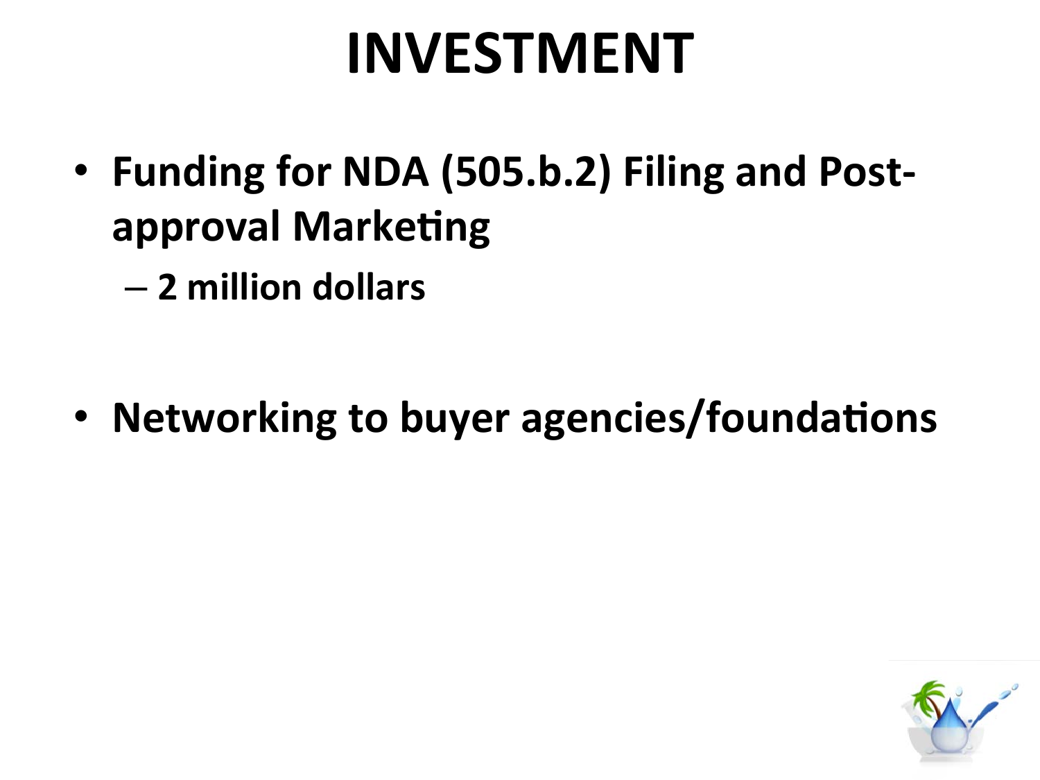# INVESTMENT

- Funding for NDA (505.b.2) Filing and Post-approval Marketing
  - 2 million dollars

- Networking to buyer agencies/foundations